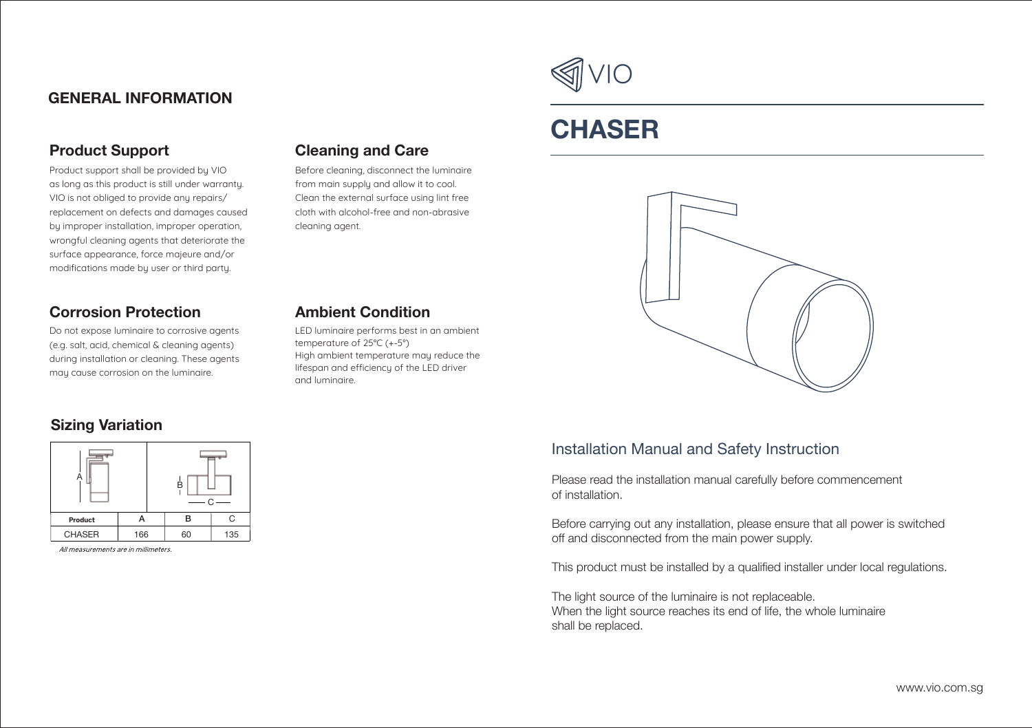## GENERAL INFORMATION

### Product Support

Product support shall be provided by VIO as long as this product is still under warranty. VIO is not obliged to provide any repairs/ replacement on defects and damages caused by improper installation, improper operation, wrongful cleaning agents that deteriorate the surface appearance, force majeure and/or modifications made by user or third party.

### Cleaning and Care

Before cleaning, disconnect the luminaire from main supply and allow it to cool. Clean the external surface using lint free cloth with alcohol-free and non-abrasive cleaning agent.

### Corrosion Protection

Do not expose luminaire to corrosive agents (e.g. salt, acid, chemical & cleaning agents) during installation or cleaning. These agents may cause corrosion on the luminaire.

### Ambient Condition

LED luminaire performs best in an ambient temperature of 25°C (+-5°)
High ambient temperature may reduce the lifespan and efficiency of the LED driver and luminaire.

### Sizing Variation

| Product | A | B | C |
|---|---|---|---|
| CHASER | 166 | 60 | 135 |

*All measurements are in millimeters.*

VIO

# CHASER

## Installation Manual and Safety Instruction

Please read the installation manual carefully before commencement of installation.

Before carrying out any installation, please ensure that all power is switched off and disconnected from the main power supply.

This product must be installed by a qualified installer under local regulations.

The light source of the luminaire is not replaceable.
When the light source reaches its end of life, the whole luminaire shall be replaced.

www.vio.com.sg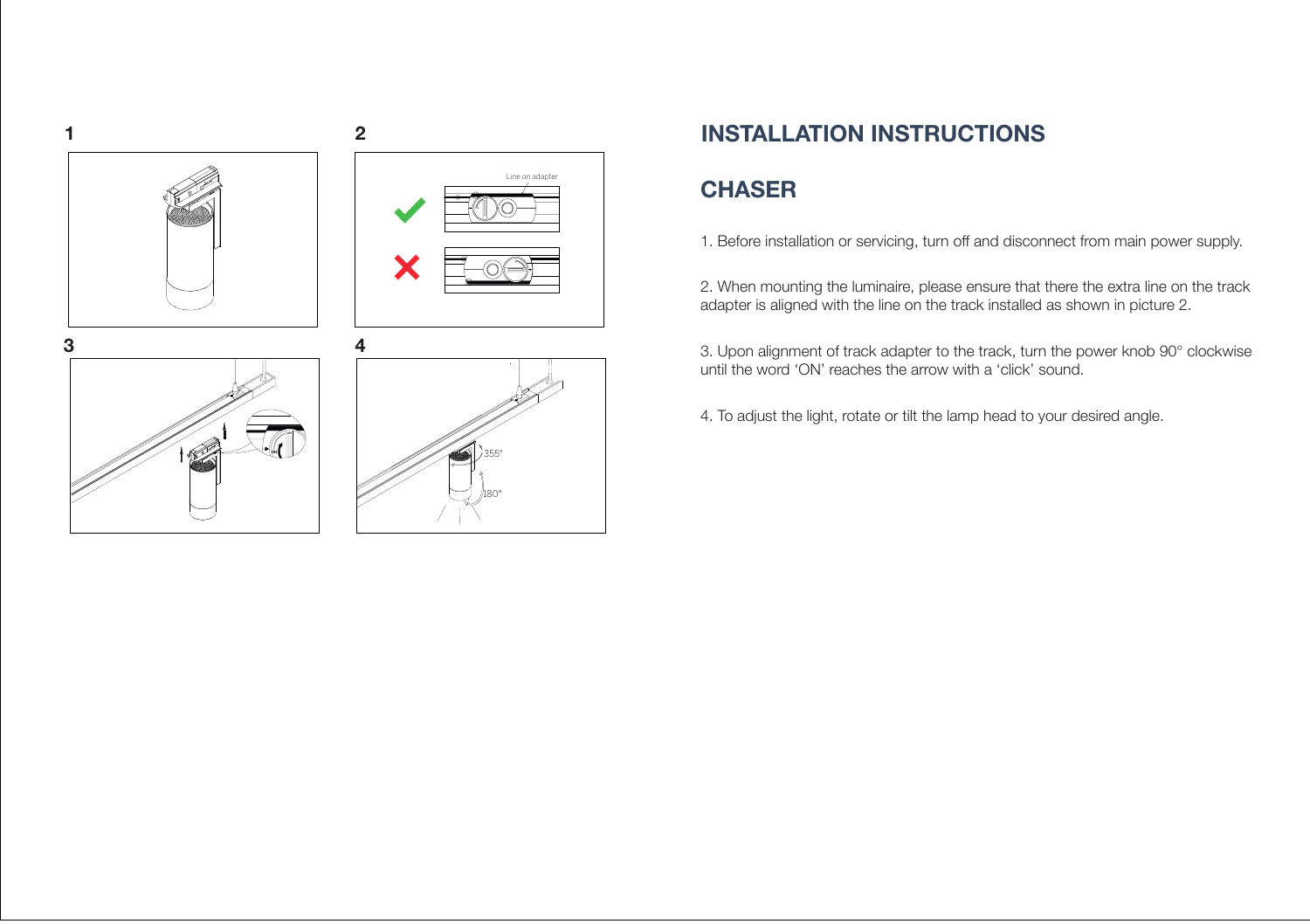1

2

Line on adapter

3

4

355°

180°

# INSTALLATION INSTRUCTIONS

## CHASER

1. Before installation or servicing, turn off and disconnect from main power supply.

2. When mounting the luminaire, please ensure that there the extra line on the track adapter is aligned with the line on the track installed as shown in picture 2.

3. Upon alignment of track adapter to the track, turn the power knob 90° clockwise until the word 'ON' reaches the arrow with a 'click' sound.

4. To adjust the light, rotate or tilt the lamp head to your desired angle.